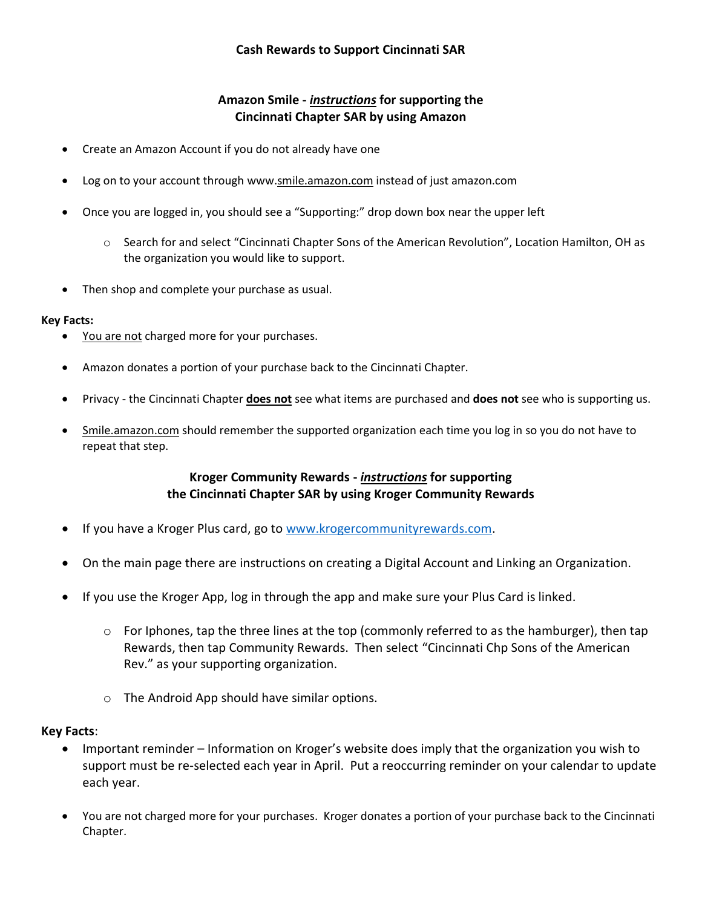# Cash Rewards to Support Cincinnati SAR

## Amazon Smile - ***instructions*** for supporting the Cincinnati Chapter SAR by using Amazon

- Create an Amazon Account if you do not already have one
- Log on to your account through www.smile.amazon.com instead of just amazon.com
- Once you are logged in, you should see a "Supporting:" drop down box near the upper left
  - Search for and select "Cincinnati Chapter Sons of the American Revolution", Location Hamilton, OH as the organization you would like to support.
- Then shop and complete your purchase as usual.

**Key Facts:**

- You are not charged more for your purchases.
- Amazon donates a portion of your purchase back to the Cincinnati Chapter.
- Privacy - the Cincinnati Chapter **does not** see what items are purchased and **does not** see who is supporting us.
- Smile.amazon.com should remember the supported organization each time you log in so you do not have to repeat that step.

## Kroger Community Rewards - ***instructions*** for supporting the Cincinnati Chapter SAR by using Kroger Community Rewards

- If you have a Kroger Plus card, go to www.krogercommunityrewards.com.
- On the main page there are instructions on creating a Digital Account and Linking an Organization.
- If you use the Kroger App, log in through the app and make sure your Plus Card is linked.
  - For Iphones, tap the three lines at the top (commonly referred to as the hamburger), then tap Rewards, then tap Community Rewards. Then select "Cincinnati Chp Sons of the American Rev." as your supporting organization.
  - The Android App should have similar options.

**Key Facts**:

- Important reminder – Information on Kroger's website does imply that the organization you wish to support must be re-selected each year in April. Put a reoccurring reminder on your calendar to update each year.
- You are not charged more for your purchases. Kroger donates a portion of your purchase back to the Cincinnati Chapter.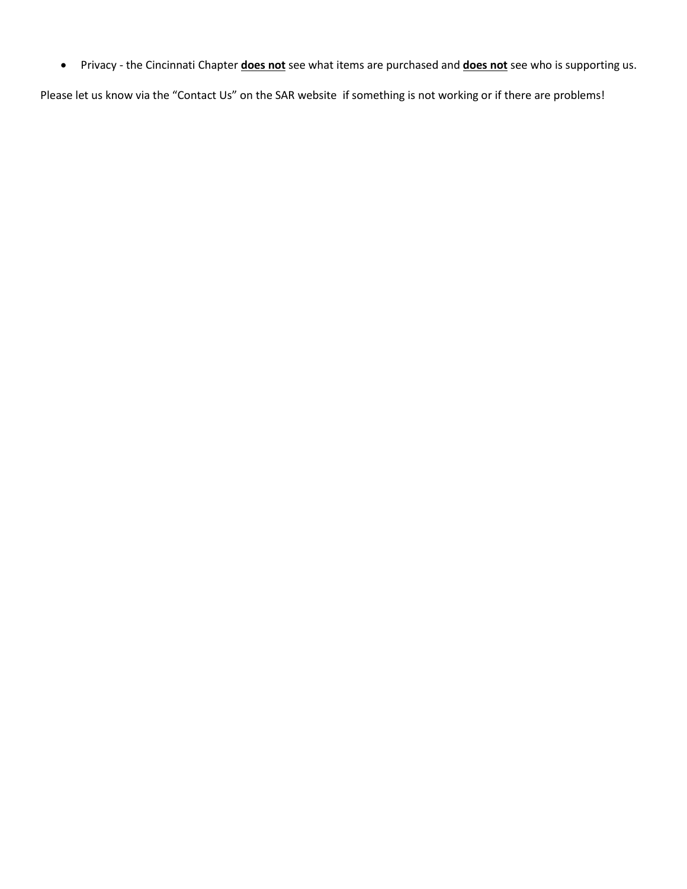- Privacy - the Cincinnati Chapter **does not** see what items are purchased and **does not** see who is supporting us.

Please let us know via the "Contact Us" on the SAR website if something is not working or if there are problems!